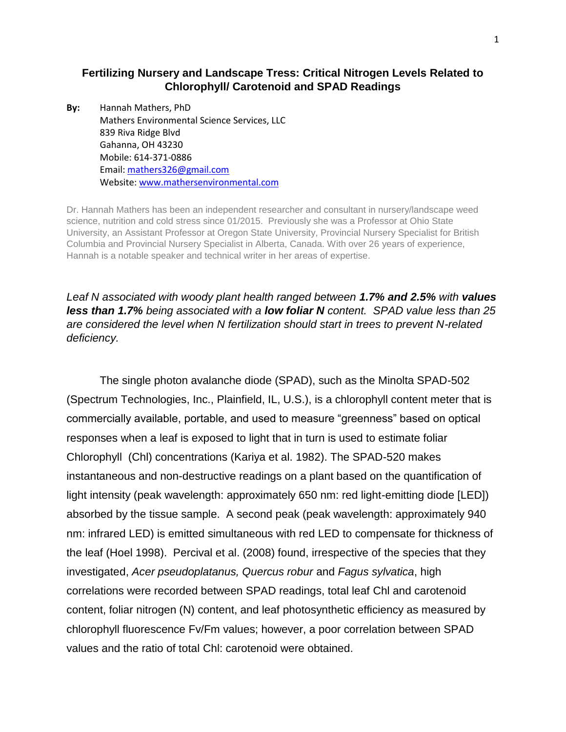# Fertilizing Nursery and Landscape Tress: Critical Nitrogen Levels Related to Chlorophyll/ Carotenoid and SPAD Readings

**By:** Hannah Mathers, PhD
Mathers Environmental Science Services, LLC
839 Riva Ridge Blvd
Gahanna, OH 43230
Mobile: 614-371-0886
Email: [mathers326@gmail.com](mailto:mathers326@gmail.com)
Website: [www.mathersenvironmental.com](http://www.mathersenvironmental.com)

Dr. Hannah Mathers has been an independent researcher and consultant in nursery/landscape weed science, nutrition and cold stress since 01/2015. Previously she was a Professor at Ohio State University, an Assistant Professor at Oregon State University, Provincial Nursery Specialist for British Columbia and Provincial Nursery Specialist in Alberta, Canada. With over 26 years of experience, Hannah is a notable speaker and technical writer in her areas of expertise.

*Leaf N associated with woody plant health ranged between **1.7% and 2.5%** with **values less than 1.7%** being associated with a **low foliar N** content. SPAD value less than 25 are considered the level when N fertilization should start in trees to prevent N-related deficiency.*

The single photon avalanche diode (SPAD), such as the Minolta SPAD-502 (Spectrum Technologies, Inc., Plainfield, IL, U.S.), is a chlorophyll content meter that is commercially available, portable, and used to measure "greenness" based on optical responses when a leaf is exposed to light that in turn is used to estimate foliar Chlorophyll (Chl) concentrations (Kariya et al. 1982). The SPAD-520 makes instantaneous and non-destructive readings on a plant based on the quantification of light intensity (peak wavelength: approximately 650 nm: red light-emitting diode [LED]) absorbed by the tissue sample. A second peak (peak wavelength: approximately 940 nm: infrared LED) is emitted simultaneous with red LED to compensate for thickness of the leaf (Hoel 1998). Percival et al. (2008) found, irrespective of the species that they investigated, *Acer pseudoplatanus, Quercus robur* and *Fagus sylvatica*, high correlations were recorded between SPAD readings, total leaf Chl and carotenoid content, foliar nitrogen (N) content, and leaf photosynthetic efficiency as measured by chlorophyll fluorescence Fv/Fm values; however, a poor correlation between SPAD values and the ratio of total Chl: carotenoid were obtained.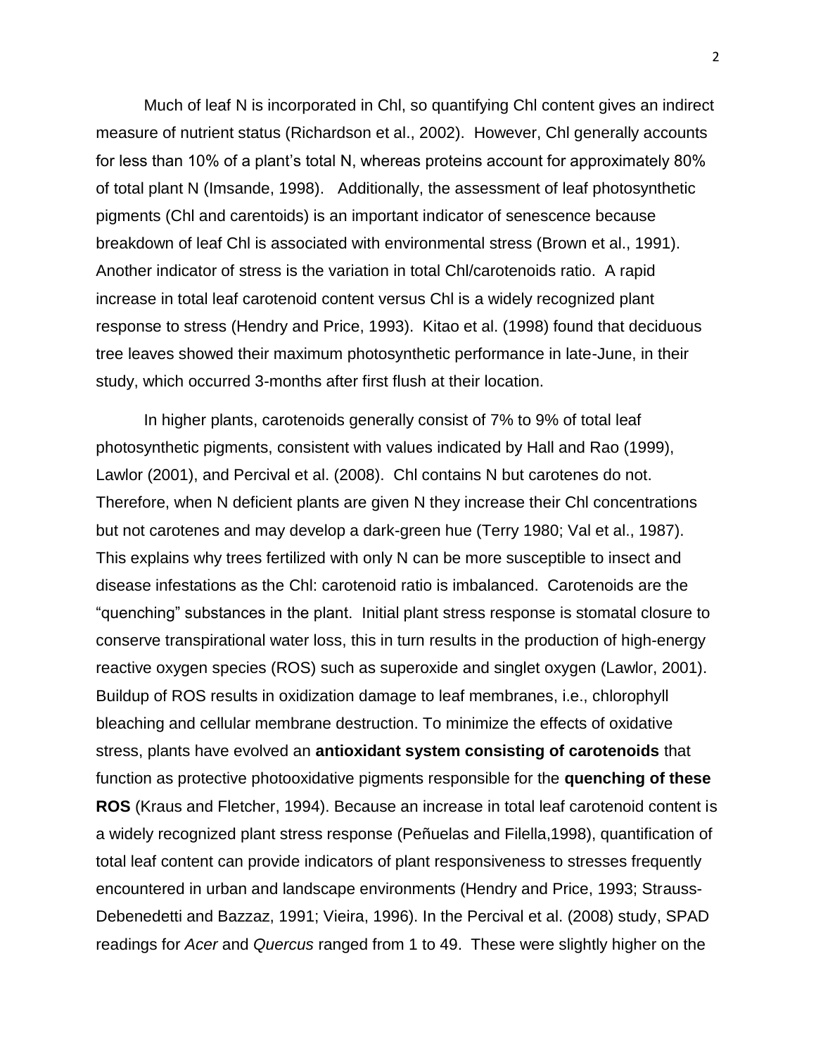Much of leaf N is incorporated in Chl, so quantifying Chl content gives an indirect measure of nutrient status (Richardson et al., 2002). However, Chl generally accounts for less than 10% of a plant's total N, whereas proteins account for approximately 80% of total plant N (Imsande, 1998). Additionally, the assessment of leaf photosynthetic pigments (Chl and carentoids) is an important indicator of senescence because breakdown of leaf Chl is associated with environmental stress (Brown et al., 1991). Another indicator of stress is the variation in total Chl/carotenoids ratio. A rapid increase in total leaf carotenoid content versus Chl is a widely recognized plant response to stress (Hendry and Price, 1993). Kitao et al. (1998) found that deciduous tree leaves showed their maximum photosynthetic performance in late-June, in their study, which occurred 3-months after first flush at their location.

In higher plants, carotenoids generally consist of 7% to 9% of total leaf photosynthetic pigments, consistent with values indicated by Hall and Rao (1999), Lawlor (2001), and Percival et al. (2008). Chl contains N but carotenes do not. Therefore, when N deficient plants are given N they increase their Chl concentrations but not carotenes and may develop a dark-green hue (Terry 1980; Val et al., 1987). This explains why trees fertilized with only N can be more susceptible to insect and disease infestations as the Chl: carotenoid ratio is imbalanced. Carotenoids are the "quenching" substances in the plant. Initial plant stress response is stomatal closure to conserve transpirational water loss, this in turn results in the production of high-energy reactive oxygen species (ROS) such as superoxide and singlet oxygen (Lawlor, 2001). Buildup of ROS results in oxidization damage to leaf membranes, i.e., chlorophyll bleaching and cellular membrane destruction. To minimize the effects of oxidative stress, plants have evolved an **antioxidant system consisting of carotenoids** that function as protective photooxidative pigments responsible for the **quenching of these ROS** (Kraus and Fletcher, 1994). Because an increase in total leaf carotenoid content is a widely recognized plant stress response (Peñuelas and Filella,1998), quantification of total leaf content can provide indicators of plant responsiveness to stresses frequently encountered in urban and landscape environments (Hendry and Price, 1993; Strauss-Debenedetti and Bazzaz, 1991; Vieira, 1996). In the Percival et al. (2008) study, SPAD readings for *Acer* and *Quercus* ranged from 1 to 49. These were slightly higher on the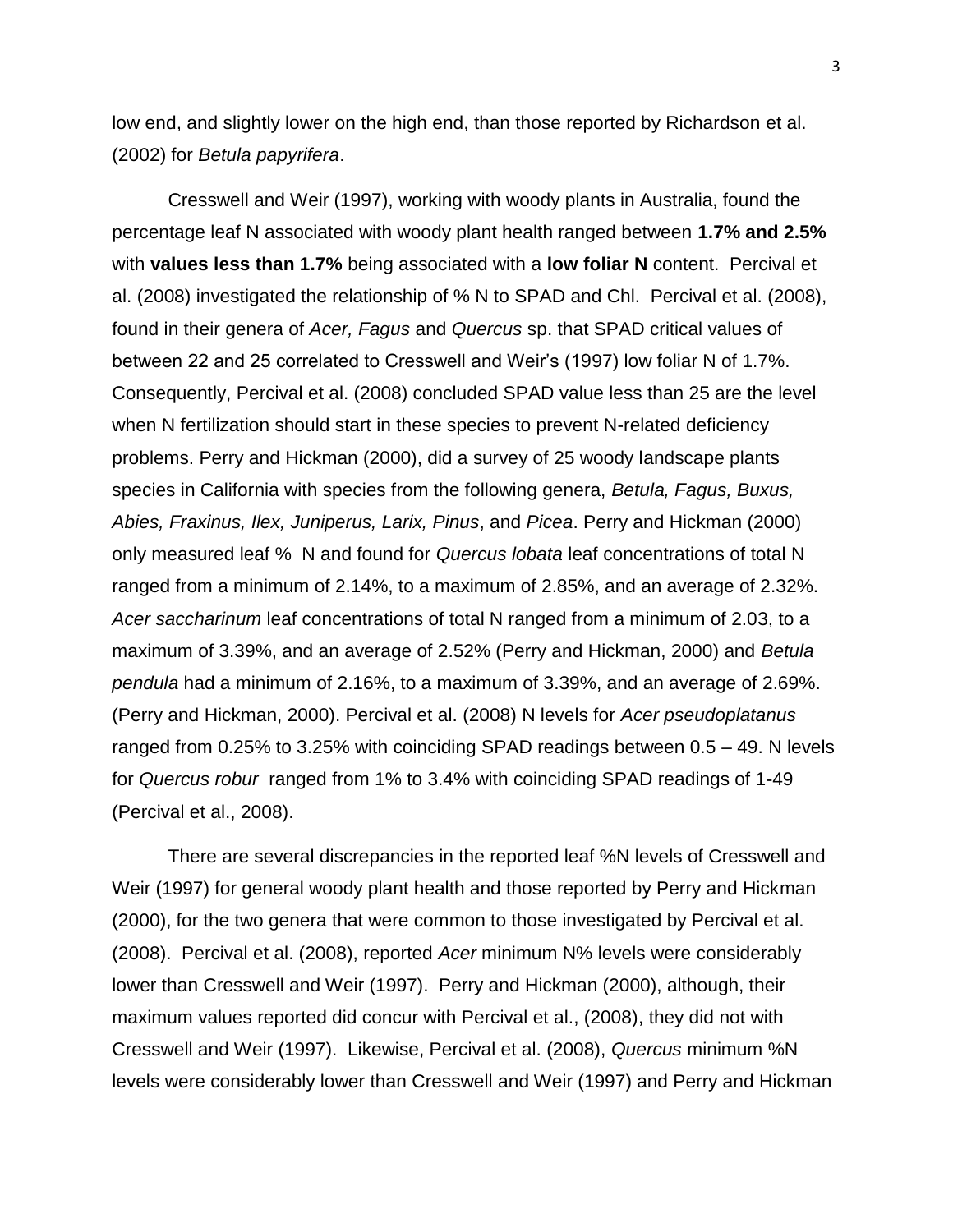low end, and slightly lower on the high end, than those reported by Richardson et al. (2002) for *Betula papyrifera*.

Cresswell and Weir (1997), working with woody plants in Australia, found the percentage leaf N associated with woody plant health ranged between **1.7% and 2.5%** with **values less than 1.7%** being associated with a **low foliar N** content. Percival et al. (2008) investigated the relationship of % N to SPAD and Chl. Percival et al. (2008), found in their genera of *Acer, Fagus* and *Quercus* sp. that SPAD critical values of between 22 and 25 correlated to Cresswell and Weir's (1997) low foliar N of 1.7%. Consequently, Percival et al. (2008) concluded SPAD value less than 25 are the level when N fertilization should start in these species to prevent N-related deficiency problems. Perry and Hickman (2000), did a survey of 25 woody landscape plants species in California with species from the following genera, *Betula, Fagus, Buxus, Abies, Fraxinus, Ilex, Juniperus, Larix, Pinus*, and *Picea*. Perry and Hickman (2000) only measured leaf % N and found for *Quercus lobata* leaf concentrations of total N ranged from a minimum of 2.14%, to a maximum of 2.85%, and an average of 2.32%. *Acer saccharinum* leaf concentrations of total N ranged from a minimum of 2.03, to a maximum of 3.39%, and an average of 2.52% (Perry and Hickman, 2000) and *Betula pendula* had a minimum of 2.16%, to a maximum of 3.39%, and an average of 2.69%. (Perry and Hickman, 2000). Percival et al. (2008) N levels for *Acer pseudoplatanus* ranged from 0.25% to 3.25% with coinciding SPAD readings between 0.5 – 49. N levels for *Quercus robur* ranged from 1% to 3.4% with coinciding SPAD readings of 1-49 (Percival et al., 2008).

There are several discrepancies in the reported leaf %N levels of Cresswell and Weir (1997) for general woody plant health and those reported by Perry and Hickman (2000), for the two genera that were common to those investigated by Percival et al. (2008). Percival et al. (2008), reported *Acer* minimum N% levels were considerably lower than Cresswell and Weir (1997). Perry and Hickman (2000), although, their maximum values reported did concur with Percival et al., (2008), they did not with Cresswell and Weir (1997). Likewise, Percival et al. (2008), *Quercus* minimum %N levels were considerably lower than Cresswell and Weir (1997) and Perry and Hickman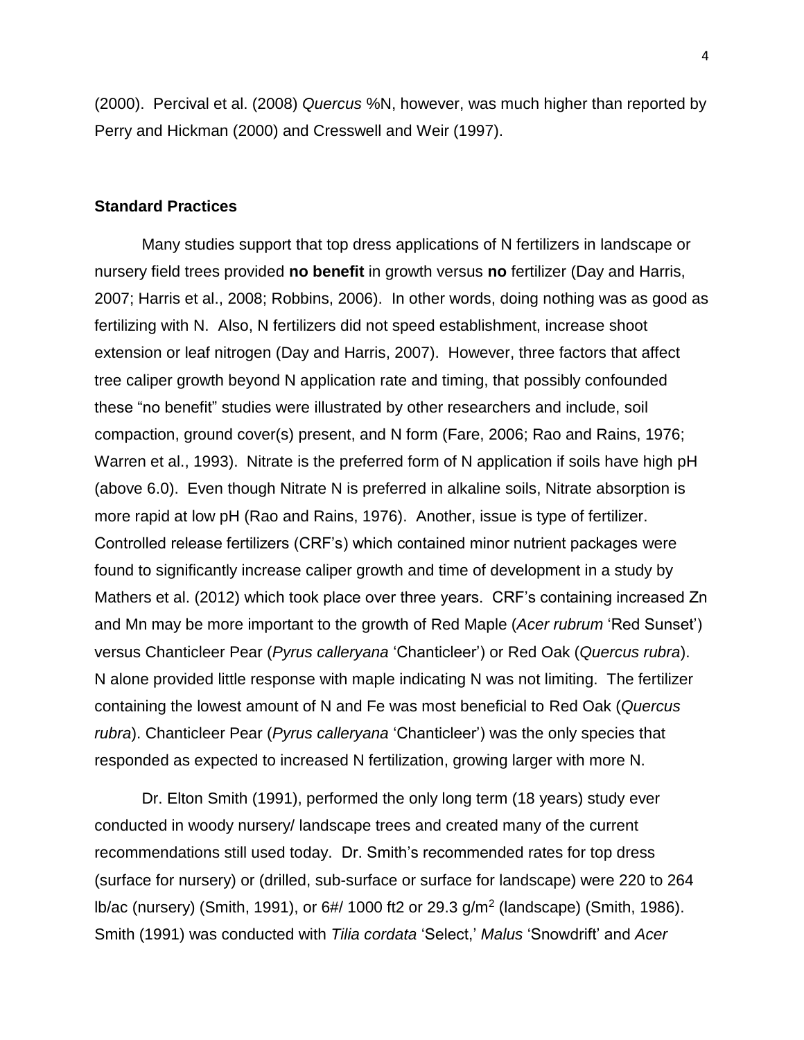(2000). Percival et al. (2008) *Quercus* %N, however, was much higher than reported by Perry and Hickman (2000) and Cresswell and Weir (1997).

## Standard Practices

Many studies support that top dress applications of N fertilizers in landscape or nursery field trees provided **no benefit** in growth versus **no** fertilizer (Day and Harris, 2007; Harris et al., 2008; Robbins, 2006). In other words, doing nothing was as good as fertilizing with N. Also, N fertilizers did not speed establishment, increase shoot extension or leaf nitrogen (Day and Harris, 2007). However, three factors that affect tree caliper growth beyond N application rate and timing, that possibly confounded these "no benefit" studies were illustrated by other researchers and include, soil compaction, ground cover(s) present, and N form (Fare, 2006; Rao and Rains, 1976; Warren et al., 1993). Nitrate is the preferred form of N application if soils have high pH (above 6.0). Even though Nitrate N is preferred in alkaline soils, Nitrate absorption is more rapid at low pH (Rao and Rains, 1976). Another, issue is type of fertilizer. Controlled release fertilizers (CRF's) which contained minor nutrient packages were found to significantly increase caliper growth and time of development in a study by Mathers et al. (2012) which took place over three years. CRF's containing increased Zn and Mn may be more important to the growth of Red Maple (*Acer rubrum* 'Red Sunset') versus Chanticleer Pear (*Pyrus calleryana* 'Chanticleer') or Red Oak (*Quercus rubra*). N alone provided little response with maple indicating N was not limiting. The fertilizer containing the lowest amount of N and Fe was most beneficial to Red Oak (*Quercus rubra*). Chanticleer Pear (*Pyrus calleryana* 'Chanticleer') was the only species that responded as expected to increased N fertilization, growing larger with more N.

Dr. Elton Smith (1991), performed the only long term (18 years) study ever conducted in woody nursery/ landscape trees and created many of the current recommendations still used today. Dr. Smith's recommended rates for top dress (surface for nursery) or (drilled, sub-surface or surface for landscape) were 220 to 264 lb/ac (nursery) (Smith, 1991), or 6#/ 1000 ft2 or 29.3 g/$m^2$ (landscape) (Smith, 1986). Smith (1991) was conducted with *Tilia cordata* 'Select,' *Malus* 'Snowdrift' and *Acer*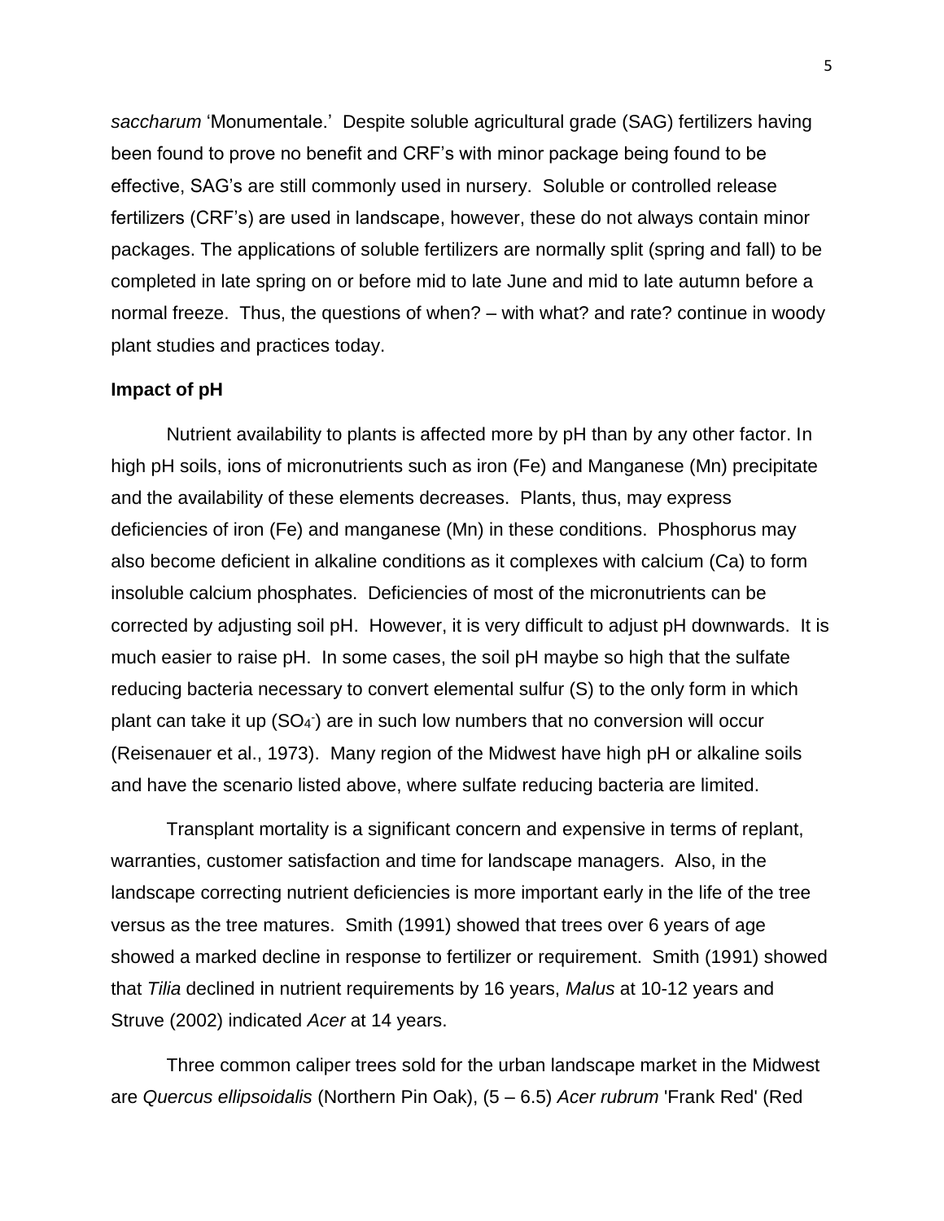*saccharum* 'Monumentale.' Despite soluble agricultural grade (SAG) fertilizers having been found to prove no benefit and CRF's with minor package being found to be effective, SAG's are still commonly used in nursery. Soluble or controlled release fertilizers (CRF's) are used in landscape, however, these do not always contain minor packages. The applications of soluble fertilizers are normally split (spring and fall) to be completed in late spring on or before mid to late June and mid to late autumn before a normal freeze. Thus, the questions of when? – with what? and rate? continue in woody plant studies and practices today.

**Impact of pH**

Nutrient availability to plants is affected more by pH than by any other factor. In high pH soils, ions of micronutrients such as iron (Fe) and Manganese (Mn) precipitate and the availability of these elements decreases. Plants, thus, may express deficiencies of iron (Fe) and manganese (Mn) in these conditions. Phosphorus may also become deficient in alkaline conditions as it complexes with calcium (Ca) to form insoluble calcium phosphates. Deficiencies of most of the micronutrients can be corrected by adjusting soil pH. However, it is very difficult to adjust pH downwards. It is much easier to raise pH. In some cases, the soil pH maybe so high that the sulfate reducing bacteria necessary to convert elemental sulfur (S) to the only form in which plant can take it up ($SO_4^-$) are in such low numbers that no conversion will occur (Reisenauer et al., 1973). Many region of the Midwest have high pH or alkaline soils and have the scenario listed above, where sulfate reducing bacteria are limited.

Transplant mortality is a significant concern and expensive in terms of replant, warranties, customer satisfaction and time for landscape managers. Also, in the landscape correcting nutrient deficiencies is more important early in the life of the tree versus as the tree matures. Smith (1991) showed that trees over 6 years of age showed a marked decline in response to fertilizer or requirement. Smith (1991) showed that *Tilia* declined in nutrient requirements by 16 years, *Malus* at 10-12 years and Struve (2002) indicated *Acer* at 14 years.

Three common caliper trees sold for the urban landscape market in the Midwest are *Quercus ellipsoidalis* (Northern Pin Oak), (5 – 6.5) *Acer rubrum* 'Frank Red' (Red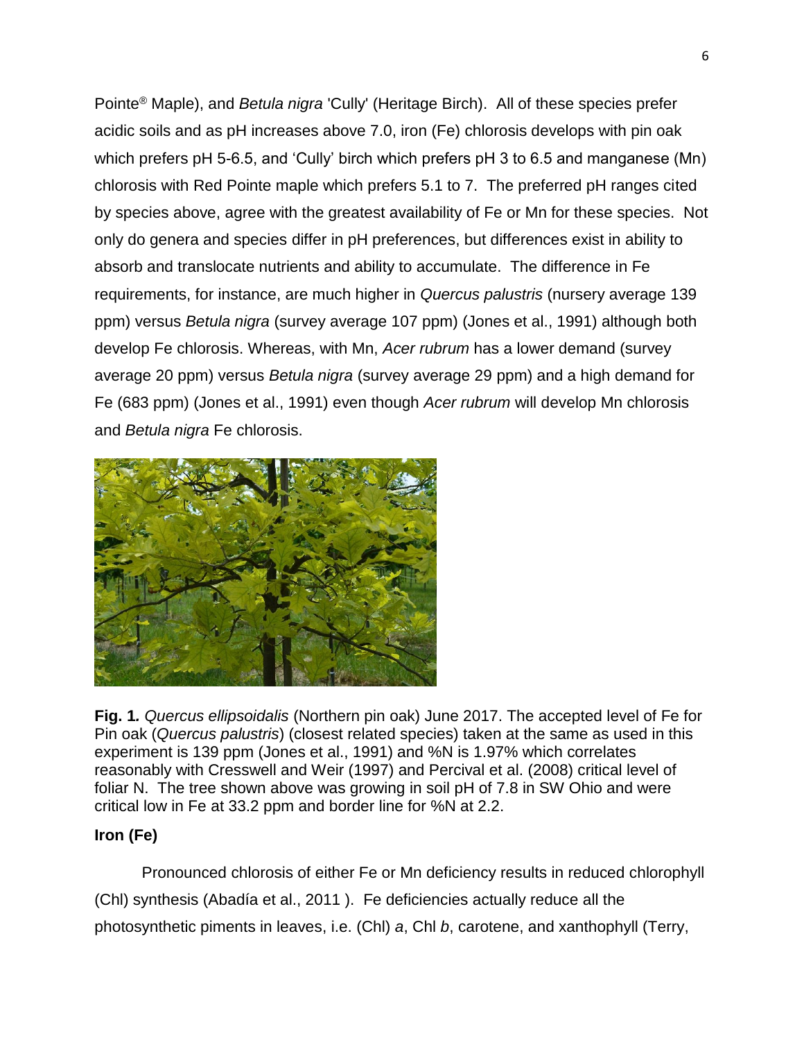Pointe® Maple), and *Betula nigra* 'Cully' (Heritage Birch). All of these species prefer acidic soils and as pH increases above 7.0, iron (Fe) chlorosis develops with pin oak which prefers pH 5-6.5, and 'Cully' birch which prefers pH 3 to 6.5 and manganese (Mn) chlorosis with Red Pointe maple which prefers 5.1 to 7. The preferred pH ranges cited by species above, agree with the greatest availability of Fe or Mn for these species. Not only do genera and species differ in pH preferences, but differences exist in ability to absorb and translocate nutrients and ability to accumulate. The difference in Fe requirements, for instance, are much higher in *Quercus palustris* (nursery average 139 ppm) versus *Betula nigra* (survey average 107 ppm) (Jones et al., 1991) although both develop Fe chlorosis. Whereas, with Mn, *Acer rubrum* has a lower demand (survey average 20 ppm) versus *Betula nigra* (survey average 29 ppm) and a high demand for Fe (683 ppm) (Jones et al., 1991) even though *Acer rubrum* will develop Mn chlorosis and *Betula nigra* Fe chlorosis.

**Fig. 1.** *Quercus ellipsoidalis* (Northern pin oak) June 2017. The accepted level of Fe for Pin oak (*Quercus palustris*) (closest related species) taken at the same as used in this experiment is 139 ppm (Jones et al., 1991) and %N is 1.97% which correlates reasonably with Cresswell and Weir (1997) and Percival et al. (2008) critical level of foliar N. The tree shown above was growing in soil pH of 7.8 in SW Ohio and were critical low in Fe at 33.2 ppm and border line for %N at 2.2.

## Iron (Fe)

Pronounced chlorosis of either Fe or Mn deficiency results in reduced chlorophyll (Chl) synthesis (Abadía et al., 2011 ). Fe deficiencies actually reduce all the photosynthetic piments in leaves, i.e. (Chl) *a*, Chl *b*, carotene, and xanthophyll (Terry,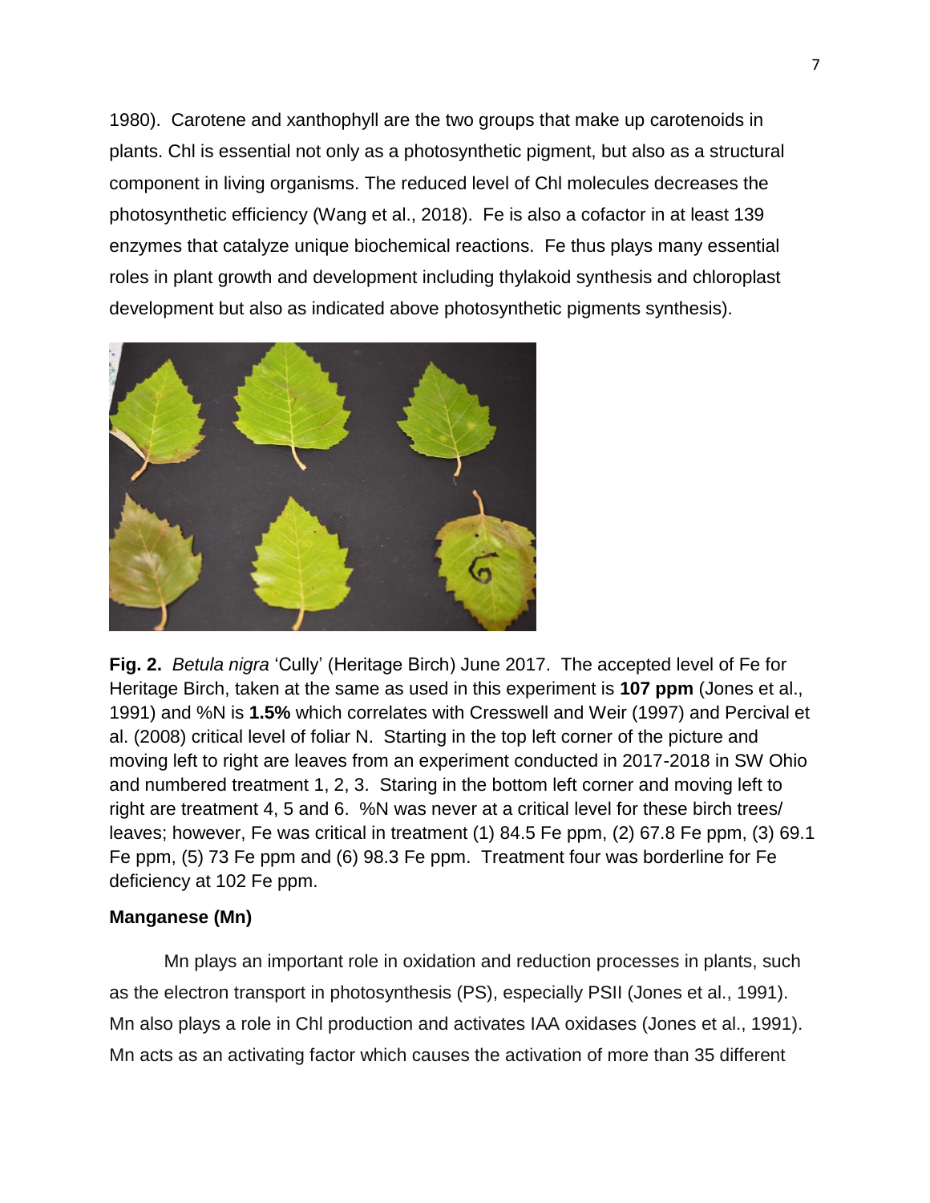1980). Carotene and xanthophyll are the two groups that make up carotenoids in plants. Chl is essential not only as a photosynthetic pigment, but also as a structural component in living organisms. The reduced level of Chl molecules decreases the photosynthetic efficiency (Wang et al., 2018). Fe is also a cofactor in at least 139 enzymes that catalyze unique biochemical reactions. Fe thus plays many essential roles in plant growth and development including thylakoid synthesis and chloroplast development but also as indicated above photosynthetic pigments synthesis).

**Fig. 2.** *Betula nigra* 'Cully' (Heritage Birch) June 2017. The accepted level of Fe for Heritage Birch, taken at the same as used in this experiment is **107 ppm** (Jones et al., 1991) and %N is **1.5%** which correlates with Cresswell and Weir (1997) and Percival et al. (2008) critical level of foliar N. Starting in the top left corner of the picture and moving left to right are leaves from an experiment conducted in 2017-2018 in SW Ohio and numbered treatment 1, 2, 3. Staring in the bottom left corner and moving left to right are treatment 4, 5 and 6. %N was never at a critical level for these birch trees/ leaves; however, Fe was critical in treatment (1) 84.5 Fe ppm, (2) 67.8 Fe ppm, (3) 69.1 Fe ppm, (5) 73 Fe ppm and (6) 98.3 Fe ppm. Treatment four was borderline for Fe deficiency at 102 Fe ppm.

### Manganese (Mn)

Mn plays an important role in oxidation and reduction processes in plants, such as the electron transport in photosynthesis (PS), especially PSII (Jones et al., 1991). Mn also plays a role in Chl production and activates IAA oxidases (Jones et al., 1991). Mn acts as an activating factor which causes the activation of more than 35 different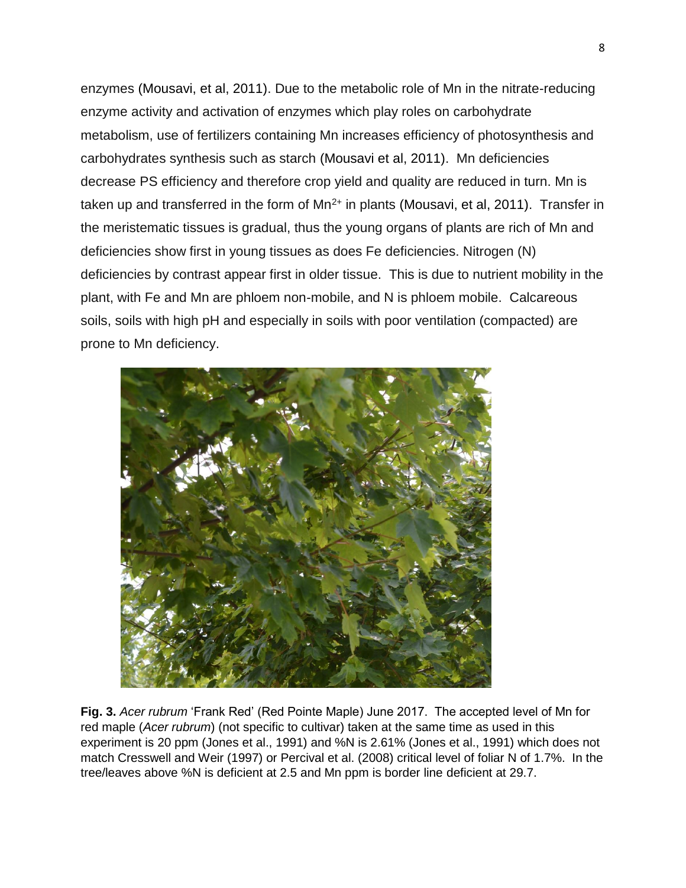enzymes (Mousavi, et al, 2011). Due to the metabolic role of Mn in the nitrate-reducing enzyme activity and activation of enzymes which play roles on carbohydrate metabolism, use of fertilizers containing Mn increases efficiency of photosynthesis and carbohydrates synthesis such as starch (Mousavi et al, 2011). Mn deficiencies decrease PS efficiency and therefore crop yield and quality are reduced in turn. Mn is taken up and transferred in the form of $Mn^{2+}$ in plants (Mousavi, et al, 2011). Transfer in the meristematic tissues is gradual, thus the young organs of plants are rich of Mn and deficiencies show first in young tissues as does Fe deficiencies. Nitrogen (N) deficiencies by contrast appear first in older tissue. This is due to nutrient mobility in the plant, with Fe and Mn are phloem non-mobile, and N is phloem mobile. Calcareous soils, soils with high pH and especially in soils with poor ventilation (compacted) are prone to Mn deficiency.

**Fig. 3.** *Acer rubrum* 'Frank Red' (Red Pointe Maple) June 2017. The accepted level of Mn for red maple (*Acer rubrum*) (not specific to cultivar) taken at the same time as used in this experiment is 20 ppm (Jones et al., 1991) and %N is 2.61% (Jones et al., 1991) which does not match Cresswell and Weir (1997) or Percival et al. (2008) critical level of foliar N of 1.7%. In the tree/leaves above %N is deficient at 2.5 and Mn ppm is border line deficient at 29.7.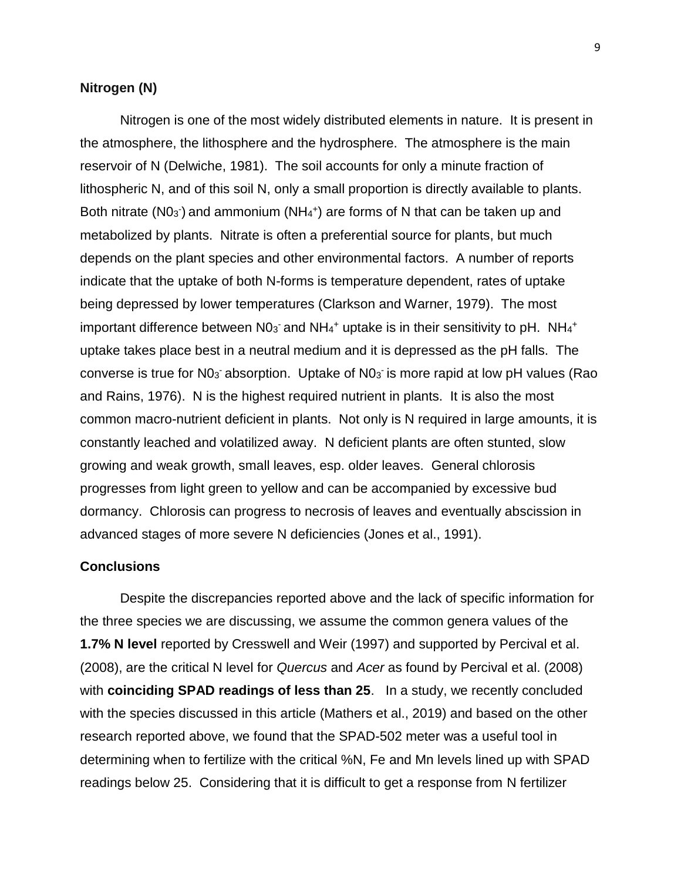## Nitrogen (N)

Nitrogen is one of the most widely distributed elements in nature. It is present in the atmosphere, the lithosphere and the hydrosphere. The atmosphere is the main reservoir of N (Delwiche, 1981). The soil accounts for only a minute fraction of lithospheric N, and of this soil N, only a small proportion is directly available to plants. Both nitrate ($N0_3^-$) and ammonium ($NH_4^+$) are forms of N that can be taken up and metabolized by plants. Nitrate is often a preferential source for plants, but much depends on the plant species and other environmental factors. A number of reports indicate that the uptake of both N-forms is temperature dependent, rates of uptake being depressed by lower temperatures (Clarkson and Warner, 1979). The most important difference between $N0_3^-$ and $NH_4^+$ uptake is in their sensitivity to pH. $NH_4^+$ uptake takes place best in a neutral medium and it is depressed as the pH falls. The converse is true for $N0_3^-$ absorption. Uptake of $N0_3^-$ is more rapid at low pH values (Rao and Rains, 1976). N is the highest required nutrient in plants. It is also the most common macro-nutrient deficient in plants. Not only is N required in large amounts, it is constantly leached and volatilized away. N deficient plants are often stunted, slow growing and weak growth, small leaves, esp. older leaves. General chlorosis progresses from light green to yellow and can be accompanied by excessive bud dormancy. Chlorosis can progress to necrosis of leaves and eventually abscission in advanced stages of more severe N deficiencies (Jones et al., 1991).

## Conclusions

Despite the discrepancies reported above and the lack of specific information for the three species we are discussing, we assume the common genera values of the **1.7% N level** reported by Cresswell and Weir (1997) and supported by Percival et al. (2008), are the critical N level for *Quercus* and *Acer* as found by Percival et al. (2008) with **coinciding SPAD readings of less than 25**. In a study, we recently concluded with the species discussed in this article (Mathers et al., 2019) and based on the other research reported above, we found that the SPAD-502 meter was a useful tool in determining when to fertilize with the critical %N, Fe and Mn levels lined up with SPAD readings below 25. Considering that it is difficult to get a response from N fertilizer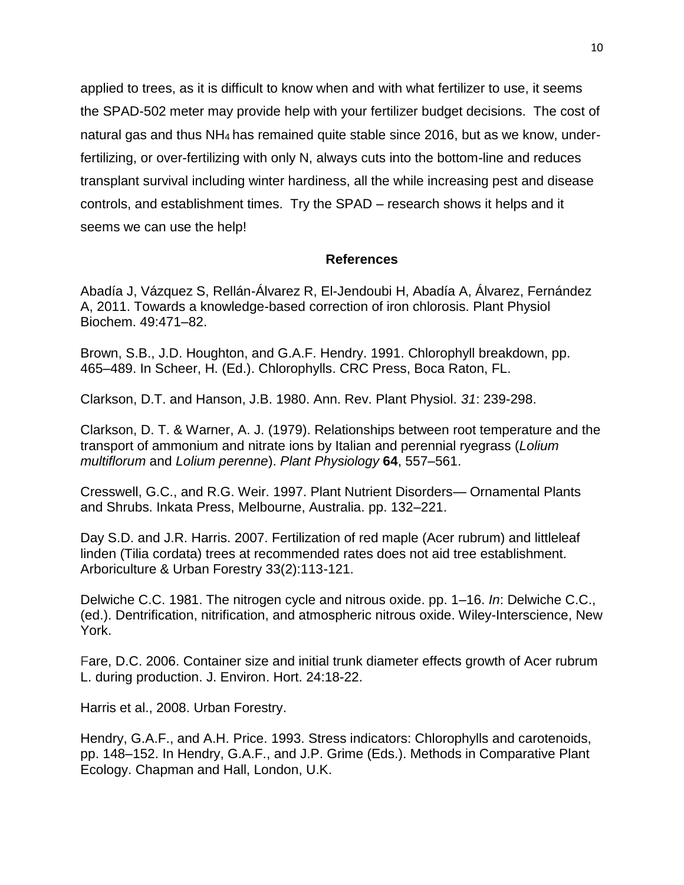applied to trees, as it is difficult to know when and with what fertilizer to use, it seems the SPAD-502 meter may provide help with your fertilizer budget decisions. The cost of natural gas and thus $NH_4$ has remained quite stable since 2016, but as we know, under-fertilizing, or over-fertilizing with only N, always cuts into the bottom-line and reduces transplant survival including winter hardiness, all the while increasing pest and disease controls, and establishment times. Try the SPAD – research shows it helps and it seems we can use the help!

## References

Abadía J, Vázquez S, Rellán-Álvarez R, El-Jendoubi H, Abadía A, Álvarez, Fernández A, 2011. Towards a knowledge-based correction of iron chlorosis. Plant Physiol Biochem. 49:471–82.

Brown, S.B., J.D. Houghton, and G.A.F. Hendry. 1991. Chlorophyll breakdown, pp. 465–489. In Scheer, H. (Ed.). Chlorophylls. CRC Press, Boca Raton, FL.

Clarkson, D.T. and Hanson, J.B. 1980. Ann. Rev. Plant Physiol. *31*: 239-298.

Clarkson, D. T. & Warner, A. J. (1979). Relationships between root temperature and the transport of ammonium and nitrate ions by Italian and perennial ryegrass (*Lolium multiflorum* and *Lolium perenne*). *Plant Physiology* **64**, 557–561.

Cresswell, G.C., and R.G. Weir. 1997. Plant Nutrient Disorders— Ornamental Plants and Shrubs. Inkata Press, Melbourne, Australia. pp. 132–221.

Day S.D. and J.R. Harris. 2007. Fertilization of red maple (Acer rubrum) and littleleaf linden (Tilia cordata) trees at recommended rates does not aid tree establishment. Arboriculture & Urban Forestry 33(2):113-121.

Delwiche C.C. 1981. The nitrogen cycle and nitrous oxide. pp. 1–16. *In*: Delwiche C.C., (ed.). Dentrification, nitrification, and atmospheric nitrous oxide. Wiley-Interscience, New York.

Fare, D.C. 2006. Container size and initial trunk diameter effects growth of Acer rubrum L. during production. J. Environ. Hort. 24:18-22.

Harris et al., 2008. Urban Forestry.

Hendry, G.A.F., and A.H. Price. 1993. Stress indicators: Chlorophylls and carotenoids, pp. 148–152. In Hendry, G.A.F., and J.P. Grime (Eds.). Methods in Comparative Plant Ecology. Chapman and Hall, London, U.K.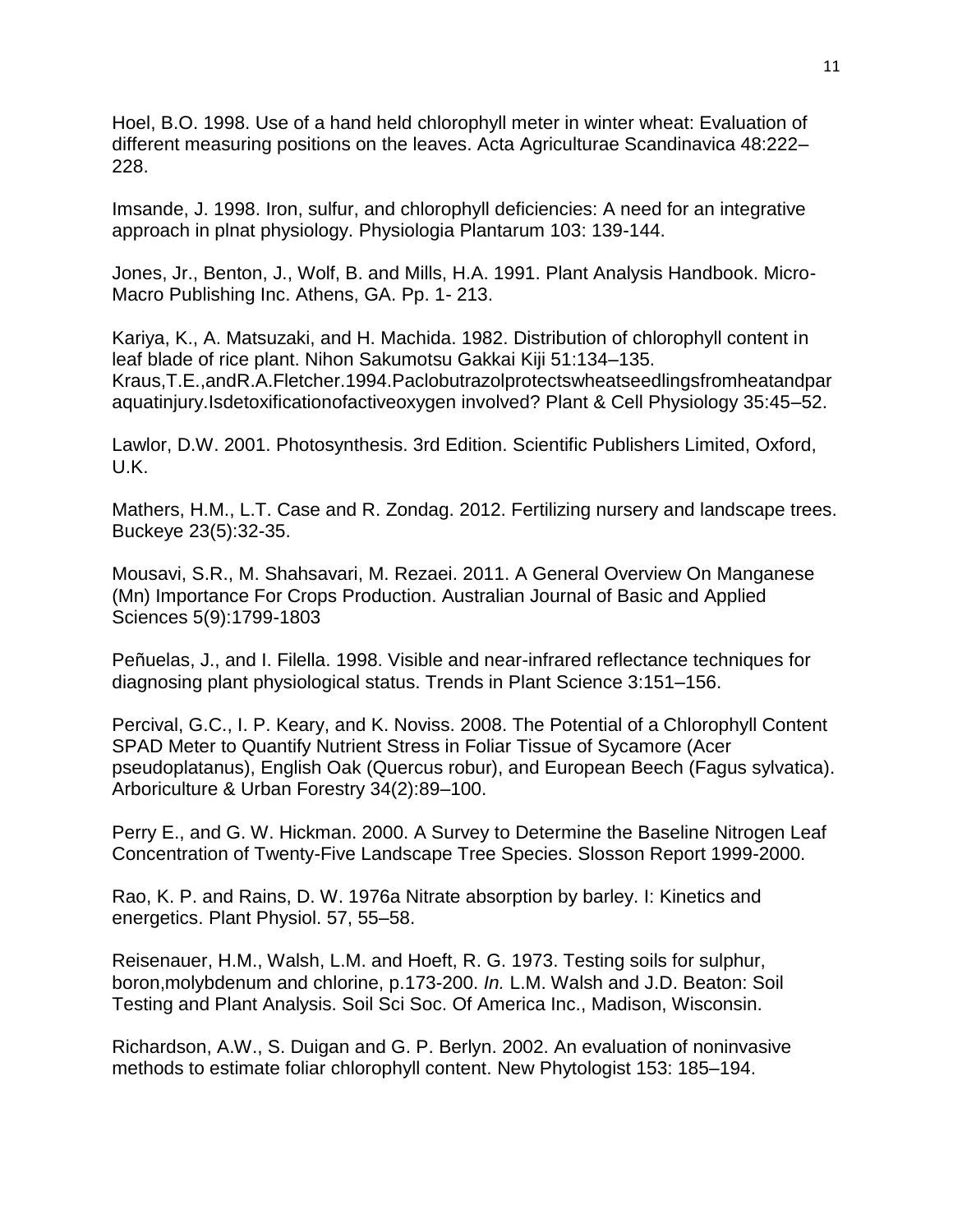Hoel, B.O. 1998. Use of a hand held chlorophyll meter in winter wheat: Evaluation of different measuring positions on the leaves. Acta Agriculturae Scandinavica 48:222–228.

Imsande, J. 1998. Iron, sulfur, and chlorophyll deficiencies: A need for an integrative approach in plnat physiology. Physiologia Plantarum 103: 139-144.

Jones, Jr., Benton, J., Wolf, B. and Mills, H.A. 1991. Plant Analysis Handbook. Micro-Macro Publishing Inc. Athens, GA. Pp. 1- 213.

Kariya, K., A. Matsuzaki, and H. Machida. 1982. Distribution of chlorophyll content in leaf blade of rice plant. Nihon Sakumotsu Gakkai Kiji 51:134–135.
Kraus,T.E.,andR.A.Fletcher.1994.Paclobutrazolprotectswheatseedlingsfromheatandparaquatinjury.Isdetoxificationofactiveoxygen involved? Plant & Cell Physiology 35:45–52.

Lawlor, D.W. 2001. Photosynthesis. 3rd Edition. Scientific Publishers Limited, Oxford, U.K.

Mathers, H.M., L.T. Case and R. Zondag. 2012. Fertilizing nursery and landscape trees. Buckeye 23(5):32-35.

Mousavi, S.R., M. Shahsavari, M. Rezaei. 2011. A General Overview On Manganese (Mn) Importance For Crops Production. Australian Journal of Basic and Applied Sciences 5(9):1799-1803

Peñuelas, J., and I. Filella. 1998. Visible and near-infrared reflectance techniques for diagnosing plant physiological status. Trends in Plant Science 3:151–156.

Percival, G.C., I. P. Keary, and K. Noviss. 2008. The Potential of a Chlorophyll Content SPAD Meter to Quantify Nutrient Stress in Foliar Tissue of Sycamore (Acer pseudoplatanus), English Oak (Quercus robur), and European Beech (Fagus sylvatica). Arboriculture & Urban Forestry 34(2):89–100.

Perry E., and G. W. Hickman. 2000. A Survey to Determine the Baseline Nitrogen Leaf Concentration of Twenty-Five Landscape Tree Species. Slosson Report 1999-2000.

Rao, K. P. and Rains, D. W. 1976a Nitrate absorption by barley. I: Kinetics and energetics. Plant Physiol. 57, 55–58.

Reisenauer, H.M., Walsh, L.M. and Hoeft, R. G. 1973. Testing soils for sulphur, boron,molybdenum and chlorine, p.173-200. *In.* L.M. Walsh and J.D. Beaton: Soil Testing and Plant Analysis. Soil Sci Soc. Of America Inc., Madison, Wisconsin.

Richardson, A.W., S. Duigan and G. P. Berlyn. 2002. An evaluation of noninvasive methods to estimate foliar chlorophyll content. New Phytologist 153: 185–194.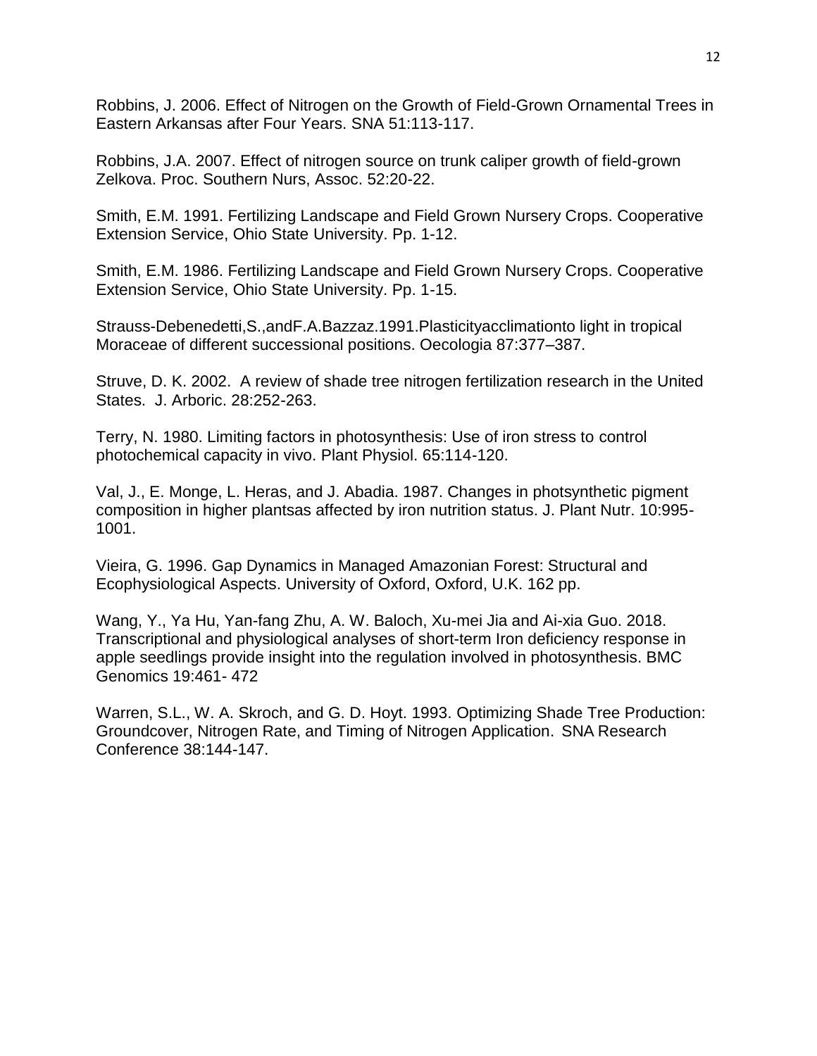Robbins, J. 2006. Effect of Nitrogen on the Growth of Field-Grown Ornamental Trees in Eastern Arkansas after Four Years. SNA 51:113-117.

Robbins, J.A. 2007. Effect of nitrogen source on trunk caliper growth of field-grown Zelkova. Proc. Southern Nurs, Assoc. 52:20-22.

Smith, E.M. 1991. Fertilizing Landscape and Field Grown Nursery Crops. Cooperative Extension Service, Ohio State University. Pp. 1-12.

Smith, E.M. 1986. Fertilizing Landscape and Field Grown Nursery Crops. Cooperative Extension Service, Ohio State University. Pp. 1-15.

Strauss-Debenedetti,S.,andF.A.Bazzaz.1991.Plasticityacclimationto light in tropical Moraceae of different successional positions. Oecologia 87:377–387.

Struve, D. K. 2002. A review of shade tree nitrogen fertilization research in the United States. J. Arboric. 28:252-263.

Terry, N. 1980. Limiting factors in photosynthesis: Use of iron stress to control photochemical capacity in vivo. Plant Physiol. 65:114-120.

Val, J., E. Monge, L. Heras, and J. Abadia. 1987. Changes in photsynthetic pigment composition in higher plantsas affected by iron nutrition status. J. Plant Nutr. 10:995-1001.

Vieira, G. 1996. Gap Dynamics in Managed Amazonian Forest: Structural and Ecophysiological Aspects. University of Oxford, Oxford, U.K. 162 pp.

Wang, Y., Ya Hu, Yan-fang Zhu, A. W. Baloch, Xu-mei Jia and Ai-xia Guo. 2018. Transcriptional and physiological analyses of short-term Iron deficiency response in apple seedlings provide insight into the regulation involved in photosynthesis. BMC Genomics 19:461- 472

Warren, S.L., W. A. Skroch, and G. D. Hoyt. 1993. Optimizing Shade Tree Production: Groundcover, Nitrogen Rate, and Timing of Nitrogen Application. SNA Research Conference 38:144-147.